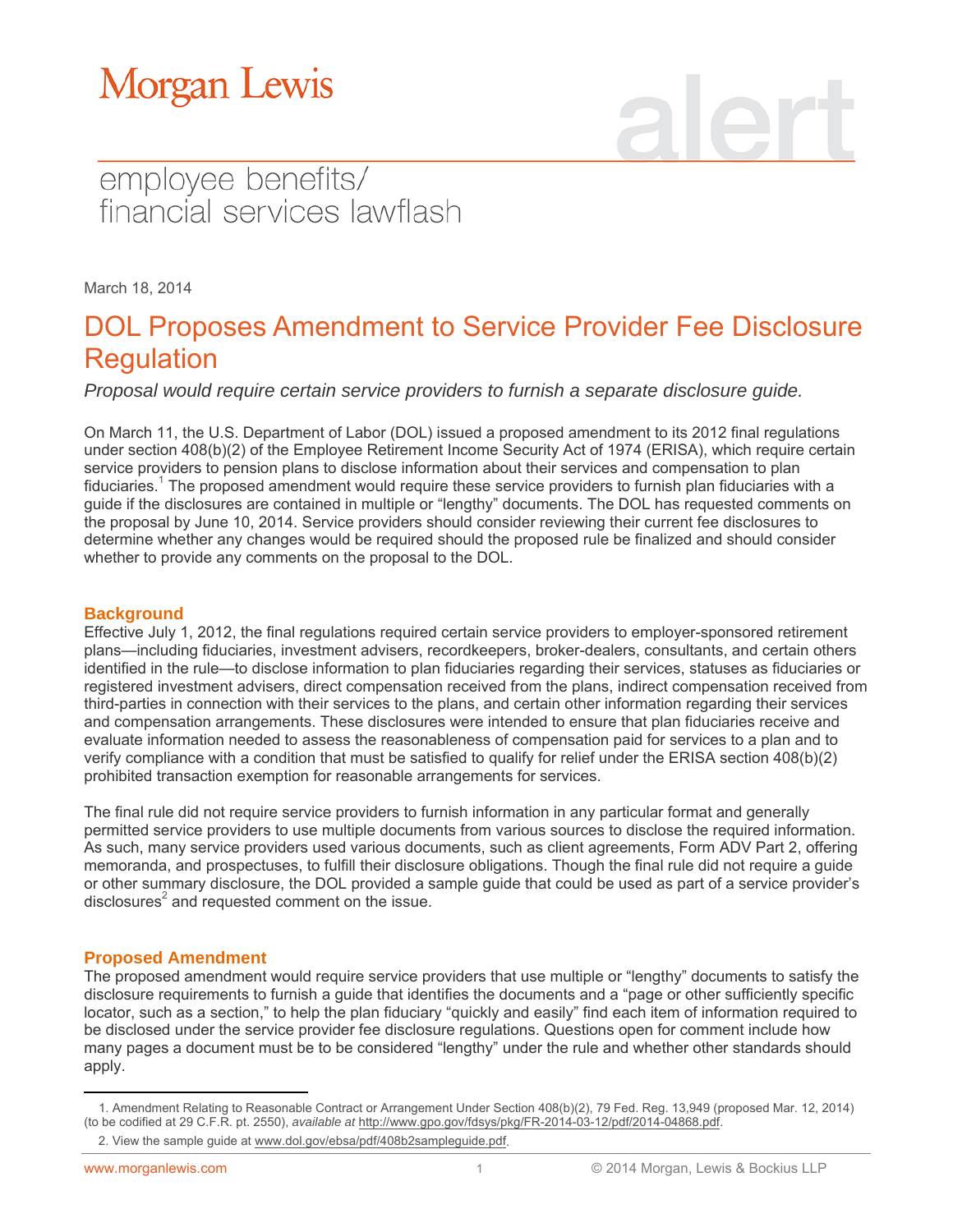Morgan Lewis

alert

employee benefits/
financial services lawflash

March 18, 2014

# DOL Proposes Amendment to Service Provider Fee Disclosure Regulation

*Proposal would require certain service providers to furnish a separate disclosure guide.*

On March 11, the U.S. Department of Labor (DOL) issued a proposed amendment to its 2012 final regulations under section 408(b)(2) of the Employee Retirement Income Security Act of 1974 (ERISA), which require certain service providers to pension plans to disclose information about their services and compensation to plan fiduciaries.[1] The proposed amendment would require these service providers to furnish plan fiduciaries with a guide if the disclosures are contained in multiple or "lengthy" documents. The DOL has requested comments on the proposal by June 10, 2014. Service providers should consider reviewing their current fee disclosures to determine whether any changes would be required should the proposed rule be finalized and should consider whether to provide any comments on the proposal to the DOL.

## Background

Effective July 1, 2012, the final regulations required certain service providers to employer-sponsored retirement plans—including fiduciaries, investment advisers, recordkeepers, broker-dealers, consultants, and certain others identified in the rule—to disclose information to plan fiduciaries regarding their services, statuses as fiduciaries or registered investment advisers, direct compensation received from the plans, indirect compensation received from third-parties in connection with their services to the plans, and certain other information regarding their services and compensation arrangements. These disclosures were intended to ensure that plan fiduciaries receive and evaluate information needed to assess the reasonableness of compensation paid for services to a plan and to verify compliance with a condition that must be satisfied to qualify for relief under the ERISA section 408(b)(2) prohibited transaction exemption for reasonable arrangements for services.

The final rule did not require service providers to furnish information in any particular format and generally permitted service providers to use multiple documents from various sources to disclose the required information. As such, many service providers used various documents, such as client agreements, Form ADV Part 2, offering memoranda, and prospectuses, to fulfill their disclosure obligations. Though the final rule did not require a guide or other summary disclosure, the DOL provided a sample guide that could be used as part of a service provider's disclosures[2] and requested comment on the issue.

## Proposed Amendment

The proposed amendment would require service providers that use multiple or "lengthy" documents to satisfy the disclosure requirements to furnish a guide that identifies the documents and a "page or other sufficiently specific locator, such as a section," to help the plan fiduciary "quickly and easily" find each item of information required to be disclosed under the service provider fee disclosure regulations. Questions open for comment include how many pages a document must be to be considered "lengthy" under the rule and whether other standards should apply.

---

1. Amendment Relating to Reasonable Contract or Arrangement Under Section 408(b)(2), 79 Fed. Reg. 13,949 (proposed Mar. 12, 2014) (to be codified at 29 C.F.R. pt. 2550), *available at* http://www.gpo.gov/fdsys/pkg/FR-2014-03-12/pdf/2014-04868.pdf.

2. View the sample guide at www.dol.gov/ebsa/pdf/408b2sampleguide.pdf.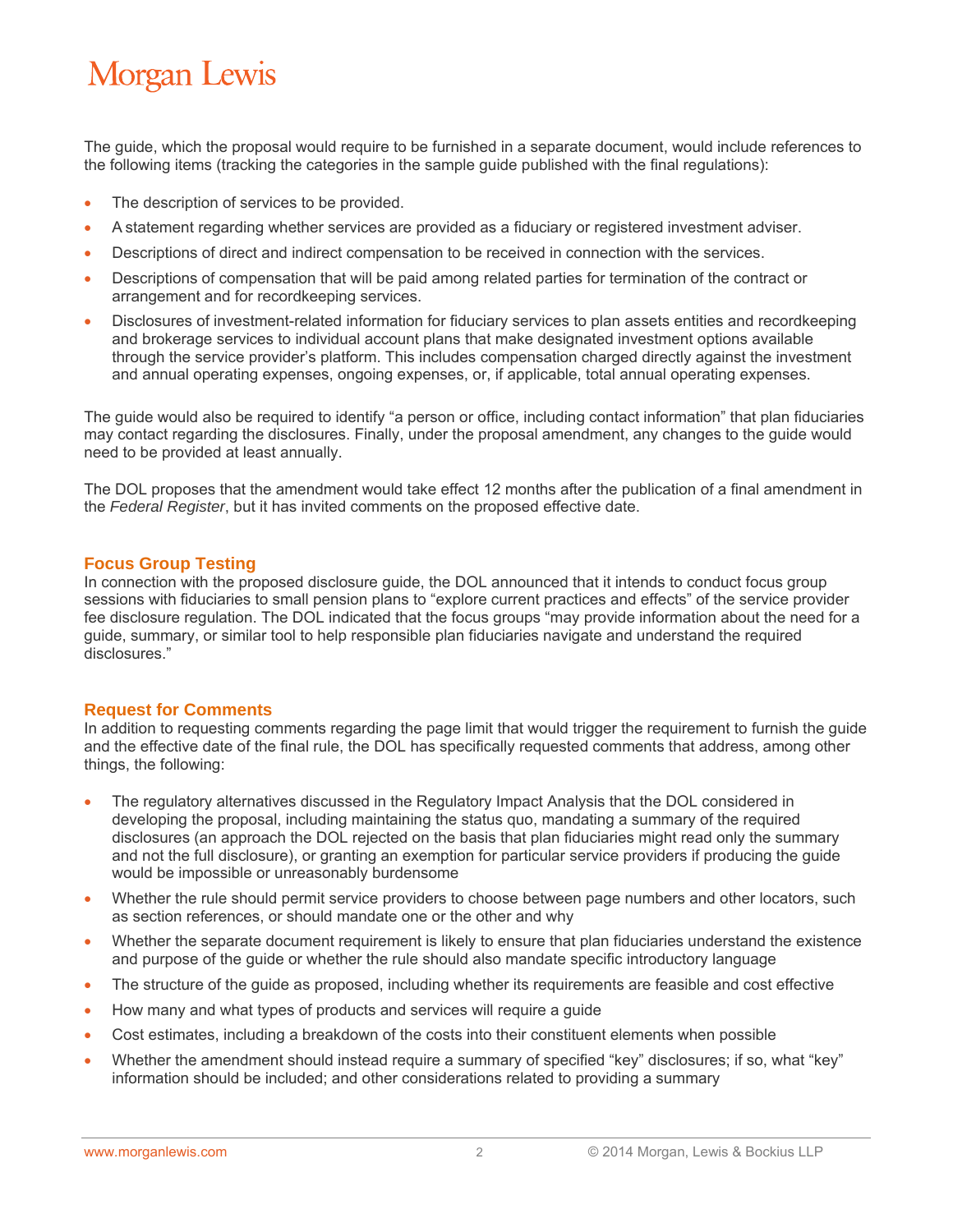The guide, which the proposal would require to be furnished in a separate document, would include references to the following items (tracking the categories in the sample guide published with the final regulations):

- The description of services to be provided.
- A statement regarding whether services are provided as a fiduciary or registered investment adviser.
- Descriptions of direct and indirect compensation to be received in connection with the services.
- Descriptions of compensation that will be paid among related parties for termination of the contract or arrangement and for recordkeeping services.
- Disclosures of investment-related information for fiduciary services to plan assets entities and recordkeeping and brokerage services to individual account plans that make designated investment options available through the service provider's platform. This includes compensation charged directly against the investment and annual operating expenses, ongoing expenses, or, if applicable, total annual operating expenses.

The guide would also be required to identify "a person or office, including contact information" that plan fiduciaries may contact regarding the disclosures. Finally, under the proposal amendment, any changes to the guide would need to be provided at least annually.

The DOL proposes that the amendment would take effect 12 months after the publication of a final amendment in the *Federal Register*, but it has invited comments on the proposed effective date.

## Focus Group Testing

In connection with the proposed disclosure guide, the DOL announced that it intends to conduct focus group sessions with fiduciaries to small pension plans to "explore current practices and effects" of the service provider fee disclosure regulation. The DOL indicated that the focus groups "may provide information about the need for a guide, summary, or similar tool to help responsible plan fiduciaries navigate and understand the required disclosures."

## Request for Comments

In addition to requesting comments regarding the page limit that would trigger the requirement to furnish the guide and the effective date of the final rule, the DOL has specifically requested comments that address, among other things, the following:

- The regulatory alternatives discussed in the Regulatory Impact Analysis that the DOL considered in developing the proposal, including maintaining the status quo, mandating a summary of the required disclosures (an approach the DOL rejected on the basis that plan fiduciaries might read only the summary and not the full disclosure), or granting an exemption for particular service providers if producing the guide would be impossible or unreasonably burdensome
- Whether the rule should permit service providers to choose between page numbers and other locators, such as section references, or should mandate one or the other and why
- Whether the separate document requirement is likely to ensure that plan fiduciaries understand the existence and purpose of the guide or whether the rule should also mandate specific introductory language
- The structure of the guide as proposed, including whether its requirements are feasible and cost effective
- How many and what types of products and services will require a guide
- Cost estimates, including a breakdown of the costs into their constituent elements when possible
- Whether the amendment should instead require a summary of specified "key" disclosures; if so, what "key" information should be included; and other considerations related to providing a summary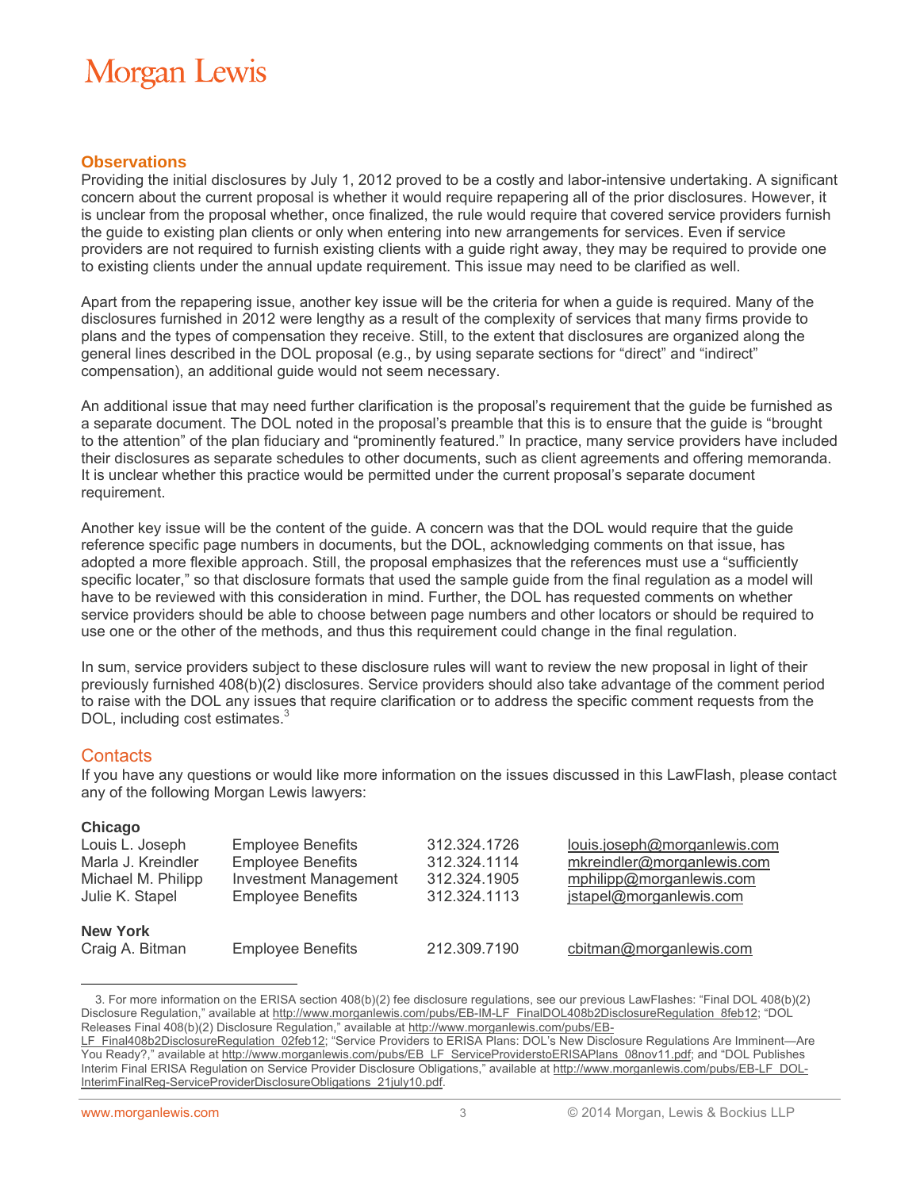## Observations

Providing the initial disclosures by July 1, 2012 proved to be a costly and labor-intensive undertaking. A significant concern about the current proposal is whether it would require repapering all of the prior disclosures. However, it is unclear from the proposal whether, once finalized, the rule would require that covered service providers furnish the guide to existing plan clients or only when entering into new arrangements for services. Even if service providers are not required to furnish existing clients with a guide right away, they may be required to provide one to existing clients under the annual update requirement. This issue may need to be clarified as well.

Apart from the repapering issue, another key issue will be the criteria for when a guide is required. Many of the disclosures furnished in 2012 were lengthy as a result of the complexity of services that many firms provide to plans and the types of compensation they receive. Still, to the extent that disclosures are organized along the general lines described in the DOL proposal (e.g., by using separate sections for "direct" and "indirect" compensation), an additional guide would not seem necessary.

An additional issue that may need further clarification is the proposal's requirement that the guide be furnished as a separate document. The DOL noted in the proposal's preamble that this is to ensure that the guide is "brought to the attention" of the plan fiduciary and "prominently featured." In practice, many service providers have included their disclosures as separate schedules to other documents, such as client agreements and offering memoranda. It is unclear whether this practice would be permitted under the current proposal's separate document requirement.

Another key issue will be the content of the guide. A concern was that the DOL would require that the guide reference specific page numbers in documents, but the DOL, acknowledging comments on that issue, has adopted a more flexible approach. Still, the proposal emphasizes that the references must use a "sufficiently specific locater," so that disclosure formats that used the sample guide from the final regulation as a model will have to be reviewed with this consideration in mind. Further, the DOL has requested comments on whether service providers should be able to choose between page numbers and other locators or should be required to use one or the other of the methods, and thus this requirement could change in the final regulation.

In sum, service providers subject to these disclosure rules will want to review the new proposal in light of their previously furnished 408(b)(2) disclosures. Service providers should also take advantage of the comment period to raise with the DOL any issues that require clarification or to address the specific comment requests from the DOL, including cost estimates.[3]

## Contacts

If you have any questions or would like more information on the issues discussed in this LawFlash, please contact any of the following Morgan Lewis lawyers:

**Chicago**

| | | | |
|---|---|---|---|
| Louis L. Joseph | Employee Benefits | 312.324.1726 | louis.joseph@morganlewis.com |
| Marla J. Kreindler | Employee Benefits | 312.324.1114 | mkreindler@morganlewis.com |
| Michael M. Philipp | Investment Management | 312.324.1905 | mphilipp@morganlewis.com |
| Julie K. Stapel | Employee Benefits | 312.324.1113 | jstapel@morganlewis.com |

**New York**

| | | | |
|---|---|---|---|
| Craig A. Bitman | Employee Benefits | 212.309.7190 | cbitman@morganlewis.com |

---

3. For more information on the ERISA section 408(b)(2) fee disclosure regulations, see our previous LawFlashes: "Final DOL 408(b)(2) Disclosure Regulation," available at http://www.morganlewis.com/pubs/EB-IM-LF_FinalDOL408b2DisclosureRegulation_8feb12; "DOL Releases Final 408(b)(2) Disclosure Regulation," available at http://www.morganlewis.com/pubs/EB-LF_Final408b2DisclosureRegulation_02feb12; "Service Providers to ERISA Plans: DOL's New Disclosure Regulations Are Imminent—Are You Ready?," available at http://www.morganlewis.com/pubs/EB_LF_ServiceProviderstoERISAPlans_08nov11.pdf; and "DOL Publishes Interim Final ERISA Regulation on Service Provider Disclosure Obligations," available at http://www.morganlewis.com/pubs/EB-LF_DOL-InterimFinalReg-ServiceProviderDisclosureObligations_21july10.pdf.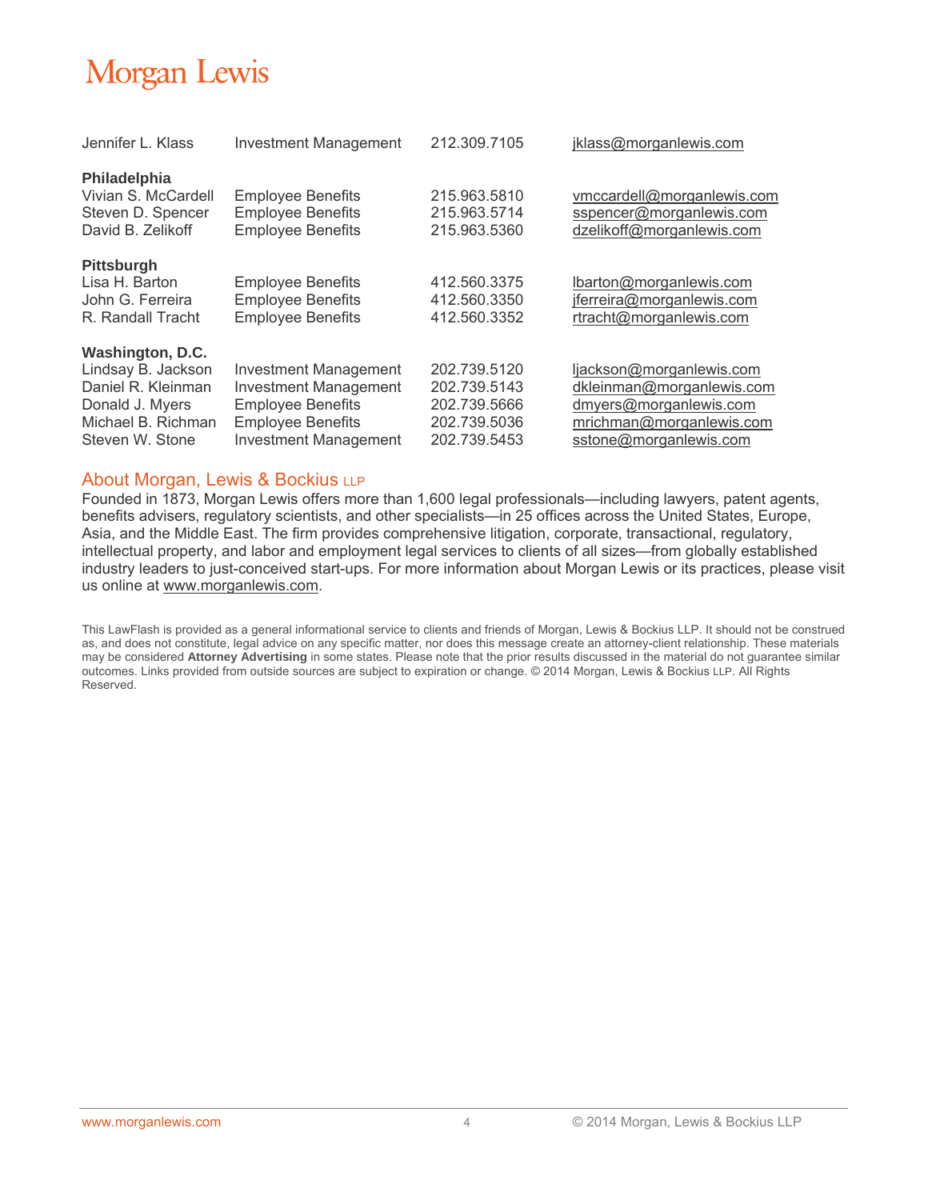| | | | |
|---|---|---|---|
| Jennifer L. Klass | Investment Management | 212.309.7105 | jklass@morganlewis.com |
| **Philadelphia** | | | |
| Vivian S. McCardell | Employee Benefits | 215.963.5810 | vmccardell@morganlewis.com |
| Steven D. Spencer | Employee Benefits | 215.963.5714 | sspencer@morganlewis.com |
| David B. Zelikoff | Employee Benefits | 215.963.5360 | dzelikoff@morganlewis.com |
| **Pittsburgh** | | | |
| Lisa H. Barton | Employee Benefits | 412.560.3375 | lbarton@morganlewis.com |
| John G. Ferreira | Employee Benefits | 412.560.3350 | jferreira@morganlewis.com |
| R. Randall Tracht | Employee Benefits | 412.560.3352 | rtracht@morganlewis.com |
| **Washington, D.C.** | | | |
| Lindsay B. Jackson | Investment Management | 202.739.5120 | ljackson@morganlewis.com |
| Daniel R. Kleinman | Investment Management | 202.739.5143 | dkleinman@morganlewis.com |
| Donald J. Myers | Employee Benefits | 202.739.5666 | dmyers@morganlewis.com |
| Michael B. Richman | Employee Benefits | 202.739.5036 | mrichman@morganlewis.com |
| Steven W. Stone | Investment Management | 202.739.5453 | sstone@morganlewis.com |

## About Morgan, Lewis & Bockius LLP

Founded in 1873, Morgan Lewis offers more than 1,600 legal professionals—including lawyers, patent agents, benefits advisers, regulatory scientists, and other specialists—in 25 offices across the United States, Europe, Asia, and the Middle East. The firm provides comprehensive litigation, corporate, transactional, regulatory, intellectual property, and labor and employment legal services to clients of all sizes—from globally established industry leaders to just-conceived start-ups. For more information about Morgan Lewis or its practices, please visit us online at www.morganlewis.com.

This LawFlash is provided as a general informational service to clients and friends of Morgan, Lewis & Bockius LLP. It should not be construed as, and does not constitute, legal advice on any specific matter, nor does this message create an attorney-client relationship. These materials may be considered **Attorney Advertising** in some states. Please note that the prior results discussed in the material do not guarantee similar outcomes. Links provided from outside sources are subject to expiration or change. © 2014 Morgan, Lewis & Bockius LLP. All Rights Reserved.